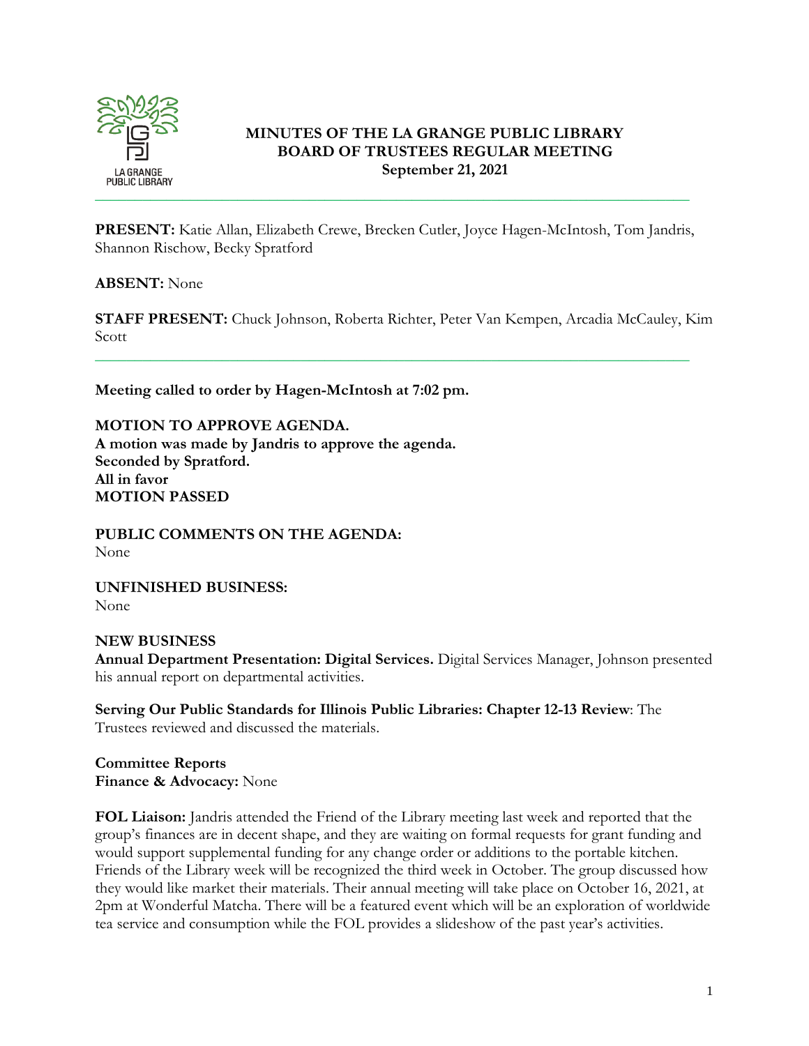# MINUTES OF THE LA GRANGE PUBLIC LIBRARY BOARD OF TRUSTEES REGULAR MEETING

**September 21, 2021**

---

**PRESENT:** Katie Allan, Elizabeth Crewe, Brecken Cutler, Joyce Hagen-McIntosh, Tom Jandris, Shannon Rischow, Becky Spratford

**ABSENT:** None

**STAFF PRESENT:** Chuck Johnson, Roberta Richter, Peter Van Kempen, Arcadia McCauley, Kim Scott

---

**Meeting called to order by Hagen-McIntosh at 7:02 pm.**

**MOTION TO APPROVE AGENDA.**
**A motion was made by Jandris to approve the agenda.**
**Seconded by Spratford.**
**All in favor**
**MOTION PASSED**

**PUBLIC COMMENTS ON THE AGENDA:**
None

**UNFINISHED BUSINESS:**
None

**NEW BUSINESS**
**Annual Department Presentation: Digital Services.** Digital Services Manager, Johnson presented his annual report on departmental activities.

**Serving Our Public Standards for Illinois Public Libraries: Chapter 12-13 Review**: The Trustees reviewed and discussed the materials.

**Committee Reports**
**Finance & Advocacy:** None

**FOL Liaison:** Jandris attended the Friend of the Library meeting last week and reported that the group's finances are in decent shape, and they are waiting on formal requests for grant funding and would support supplemental funding for any change order or additions to the portable kitchen. Friends of the Library week will be recognized the third week in October. The group discussed how they would like market their materials. Their annual meeting will take place on October 16, 2021, at 2pm at Wonderful Matcha. There will be a featured event which will be an exploration of worldwide tea service and consumption while the FOL provides a slideshow of the past year's activities.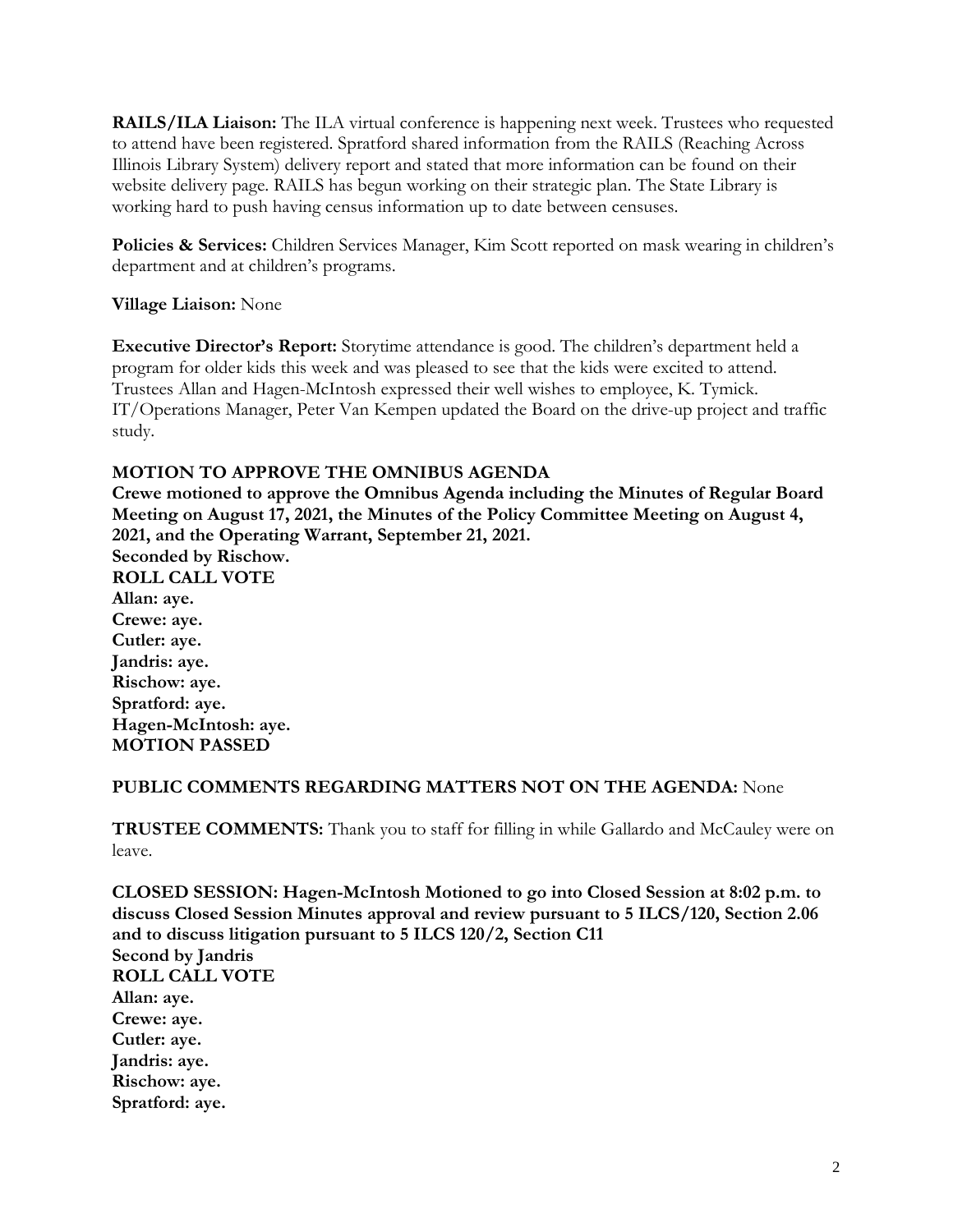**RAILS/ILA Liaison:** The ILA virtual conference is happening next week. Trustees who requested to attend have been registered. Spratford shared information from the RAILS (Reaching Across Illinois Library System) delivery report and stated that more information can be found on their website delivery page. RAILS has begun working on their strategic plan. The State Library is working hard to push having census information up to date between censuses.

**Policies & Services:** Children Services Manager, Kim Scott reported on mask wearing in children's department and at children's programs.

**Village Liaison:** None

**Executive Director's Report:** Storytime attendance is good. The children's department held a program for older kids this week and was pleased to see that the kids were excited to attend. Trustees Allan and Hagen-McIntosh expressed their well wishes to employee, K. Tymick. IT/Operations Manager, Peter Van Kempen updated the Board on the drive-up project and traffic study.

**MOTION TO APPROVE THE OMNIBUS AGENDA**
**Crewe motioned to approve the Omnibus Agenda including the Minutes of Regular Board Meeting on August 17, 2021, the Minutes of the Policy Committee Meeting on August 4, 2021, and the Operating Warrant, September 21, 2021.**
**Seconded by Rischow.**
**ROLL CALL VOTE**
**Allan: aye.**
**Crewe: aye.**
**Cutler: aye.**
**Jandris: aye.**
**Rischow: aye.**
**Spratford: aye.**
**Hagen-McIntosh: aye.**
**MOTION PASSED**

**PUBLIC COMMENTS REGARDING MATTERS NOT ON THE AGENDA:** None

**TRUSTEE COMMENTS:** Thank you to staff for filling in while Gallardo and McCauley were on leave.

**CLOSED SESSION: Hagen-McIntosh Motioned to go into Closed Session at 8:02 p.m. to discuss Closed Session Minutes approval and review pursuant to 5 ILCS/120, Section 2.06 and to discuss litigation pursuant to 5 ILCS 120/2, Section C11**
**Second by Jandris**
**ROLL CALL VOTE**
**Allan: aye.**
**Crewe: aye.**
**Cutler: aye.**
**Jandris: aye.**
**Rischow: aye.**
**Spratford: aye.**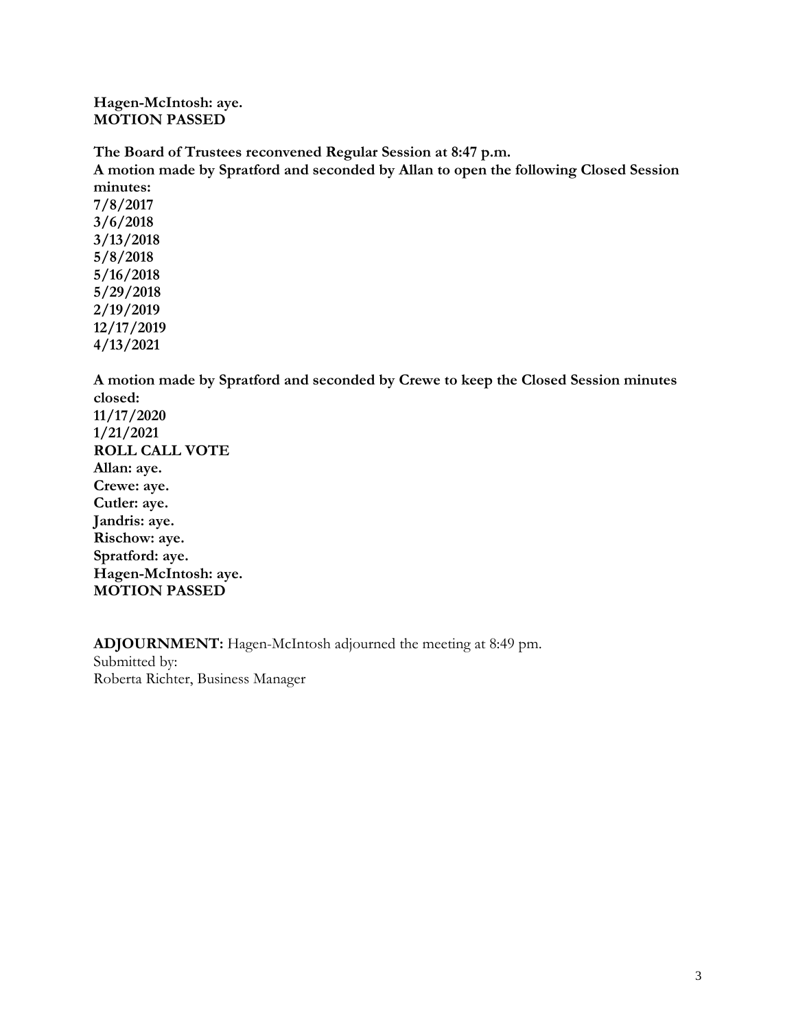**Hagen-McIntosh: aye.**
**MOTION PASSED**

**The Board of Trustees reconvened Regular Session at 8:47 p.m.**
**A motion made by Spratford and seconded by Allan to open the following Closed Session minutes:**
**7/8/2017**
**3/6/2018**
**3/13/2018**
**5/8/2018**
**5/16/2018**
**5/29/2018**
**2/19/2019**
**12/17/2019**
**4/13/2021**

**A motion made by Spratford and seconded by Crewe to keep the Closed Session minutes closed:**
**11/17/2020**
**1/21/2021**
**ROLL CALL VOTE**
**Allan: aye.**
**Crewe: aye.**
**Cutler: aye.**
**Jandris: aye.**
**Rischow: aye.**
**Spratford: aye.**
**Hagen-McIntosh: aye.**
**MOTION PASSED**

**ADJOURNMENT:** Hagen-McIntosh adjourned the meeting at 8:49 pm.
Submitted by:
Roberta Richter, Business Manager